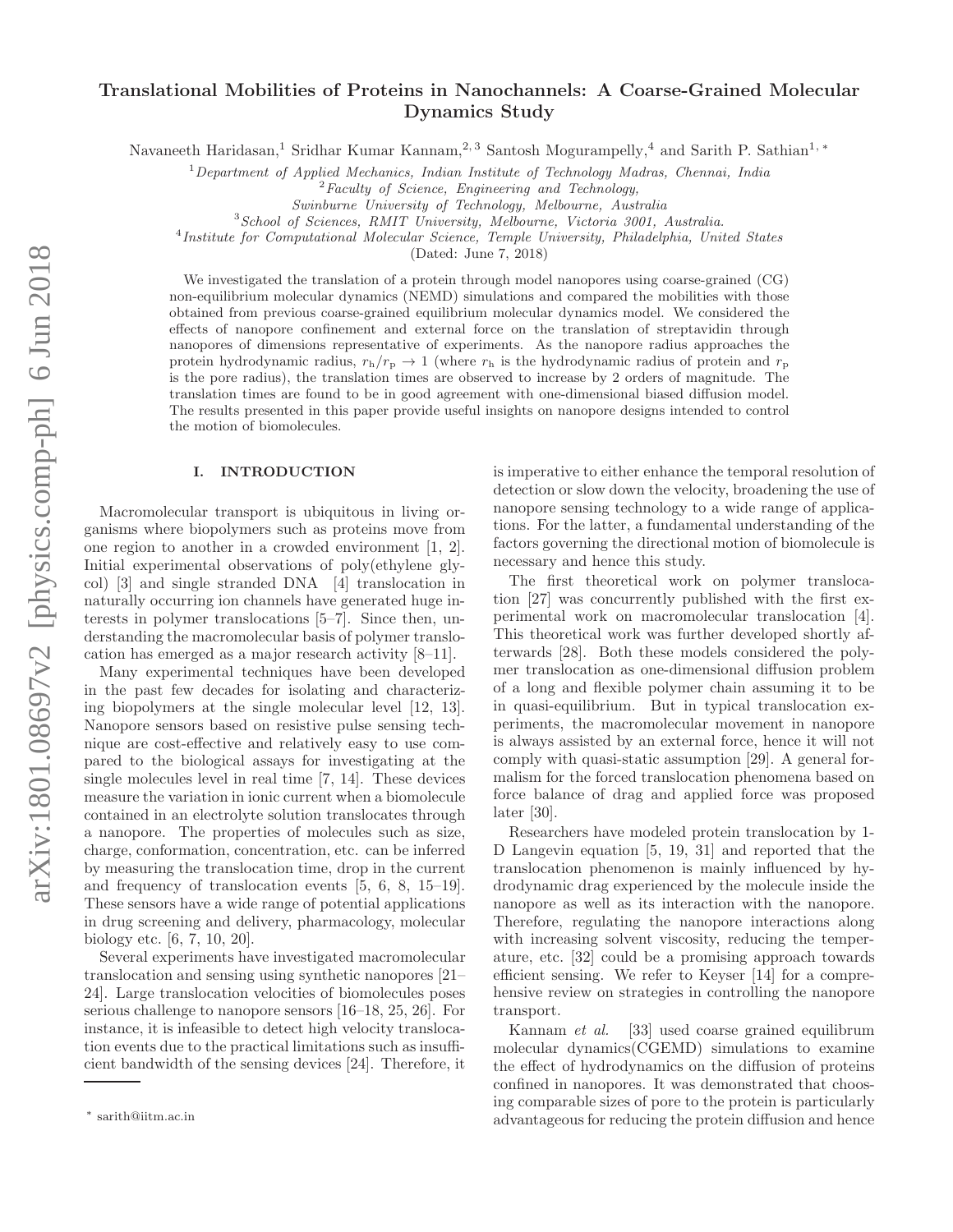# Translational Mobilities of Proteins in Nanochannels: A Coarse-Grained Molecular Dynamics Study

Navaneeth Haridasan,[1] Sridhar Kumar Kannam,[2,3] Santosh Mogurampelly,[4] and Sarith P. Sathian[1,*]

[1] *Department of Applied Mechanics, Indian Institute of Technology Madras, Chennai, India*
[2] *Faculty of Science, Engineering and Technology, Swinburne University of Technology, Melbourne, Australia*
[3] *School of Sciences, RMIT University, Melbourne, Victoria 3001, Australia.*
[4] *Institute for Computational Molecular Science, Temple University, Philadelphia, United States*

(Dated: June 7, 2018)

We investigated the translation of a protein through model nanopores using coarse-grained (CG) non-equilibrium molecular dynamics (NEMD) simulations and compared the mobilities with those obtained from previous coarse-grained equilibrium molecular dynamics model. We considered the effects of nanopore confinement and external force on the translation of streptavidin through nanopores of dimensions representative of experiments. As the nanopore radius approaches the protein hydrodynamic radius, $r_\mathrm{h}/r_\mathrm{p} \to 1$ (where $r_\mathrm{h}$ is the hydrodynamic radius of protein and $r_\mathrm{p}$ is the pore radius), the translation times are observed to increase by 2 orders of magnitude. The translation times are found to be in good agreement with one-dimensional biased diffusion model. The results presented in this paper provide useful insights on nanopore designs intended to control the motion of biomolecules.

## I. INTRODUCTION

Macromolecular transport is ubiquitous in living organisms where biopolymers such as proteins move from one region to another in a crowded environment [1, 2]. Initial experimental observations of poly(ethylene glycol) [3] and single stranded DNA [4] translocation in naturally occurring ion channels have generated huge interests in polymer translocations [5–7]. Since then, understanding the macromolecular basis of polymer translocation has emerged as a major research activity [8–11].

Many experimental techniques have been developed in the past few decades for isolating and characterizing biopolymers at the single molecular level [12, 13]. Nanopore sensors based on resistive pulse sensing technique are cost-effective and relatively easy to use compared to the biological assays for investigating at the single molecules level in real time [7, 14]. These devices measure the variation in ionic current when a biomolecule contained in an electrolyte solution translocates through a nanopore. The properties of molecules such as size, charge, conformation, concentration, etc. can be inferred by measuring the translocation time, drop in the current and frequency of translocation events [5, 6, 8, 15–19]. These sensors have a wide range of potential applications in drug screening and delivery, pharmacology, molecular biology etc. [6, 7, 10, 20].

Several experiments have investigated macromolecular translocation and sensing using synthetic nanopores [21–24]. Large translocation velocities of biomolecules poses serious challenge to nanopore sensors [16–18, 25, 26]. For instance, it is infeasible to detect high velocity translocation events due to the practical limitations such as insufficient bandwidth of the sensing devices [24]. Therefore, it is imperative to either enhance the temporal resolution of detection or slow down the velocity, broadening the use of nanopore sensing technology to a wide range of applications. For the latter, a fundamental understanding of the factors governing the directional motion of biomolecule is necessary and hence this study.

The first theoretical work on polymer translocation [27] was concurrently published with the first experimental work on macromolecular translocation [4]. This theoretical work was further developed shortly afterwards [28]. Both these models considered the polymer translocation as one-dimensional diffusion problem of a long and flexible polymer chain assuming it to be in quasi-equilibrium. But in typical translocation experiments, the macromolecular movement in nanopore is always assisted by an external force, hence it will not comply with quasi-static assumption [29]. A general formalism for the forced translocation phenomena based on force balance of drag and applied force was proposed later [30].

Researchers have modeled protein translocation by 1-D Langevin equation [5, 19, 31] and reported that the translocation phenomenon is mainly influenced by hydrodynamic drag experienced by the molecule inside the nanopore as well as its interaction with the nanopore. Therefore, regulating the nanopore interactions along with increasing solvent viscosity, reducing the temperature, etc. [32] could be a promising approach towards efficient sensing. We refer to Keyser [14] for a comprehensive review on strategies in controlling the nanopore transport.

Kannam *et al.* [33] used coarse grained equilibrum molecular dynamics(CGEMD) simulations to examine the effect of hydrodynamics on the diffusion of proteins confined in nanopores. It was demonstrated that choosing comparable sizes of pore to the protein is particularly advantageous for reducing the protein diffusion and hence

* sarith@iitm.ac.in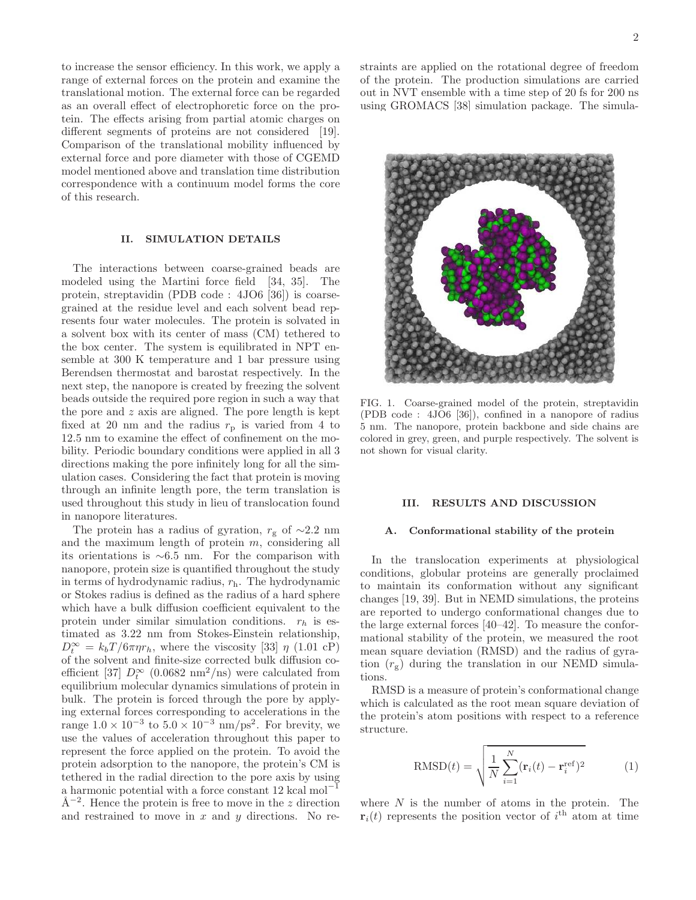to increase the sensor efficiency. In this work, we apply a range of external forces on the protein and examine the translational motion. The external force can be regarded as an overall effect of electrophoretic force on the protein. The effects arising from partial atomic charges on different segments of proteins are not considered [19]. Comparison of the translational mobility influenced by external force and pore diameter with those of CGEMD model mentioned above and translation time distribution correspondence with a continuum model forms the core of this research.

## II. SIMULATION DETAILS

The interactions between coarse-grained beads are modeled using the Martini force field [34, 35]. The protein, streptavidin (PDB code : 4JO6 [36]) is coarse-grained at the residue level and each solvent bead represents four water molecules. The protein is solvated in a solvent box with its center of mass (CM) tethered to the box center. The system is equilibrated in NPT ensemble at 300 K temperature and 1 bar pressure using Berendsen thermostat and barostat respectively. In the next step, the nanopore is created by freezing the solvent beads outside the required pore region in such a way that the pore and $z$ axis are aligned. The pore length is kept fixed at 20 nm and the radius $r_{\rm p}$ is varied from 4 to 12.5 nm to examine the effect of confinement on the mobility. Periodic boundary conditions were applied in all 3 directions making the pore infinitely long for all the simulation cases. Considering the fact that protein is moving through an infinite length pore, the term translation is used throughout this study in lieu of translocation found in nanopore literatures.

The protein has a radius of gyration, $r_{\rm g}$ of $\sim$2.2 nm and the maximum length of protein $m$, considering all its orientations is $\sim$6.5 nm. For the comparison with nanopore, protein size is quantified throughout the study in terms of hydrodynamic radius, $r_{\rm h}$. The hydrodynamic or Stokes radius is defined as the radius of a hard sphere which have a bulk diffusion coefficient equivalent to the protein under similar simulation conditions. $r_h$ is estimated as 3.22 nm from Stokes-Einstein relationship, $D_t^{\infty} = k_b T / 6\pi\eta r_h$, where the viscosity [33] $\eta$ (1.01 cP) of the solvent and finite-size corrected bulk diffusion coefficient [37] $D_t^{\infty}$ (0.0682 nm$^2$/ns) were calculated from equilibrium molecular dynamics simulations of protein in bulk. The protein is forced through the pore by applying external forces corresponding to accelerations in the range $1.0 \times 10^{-3}$ to $5.0 \times 10^{-3}$ nm/ps$^2$. For brevity, we use the values of acceleration throughout this paper to represent the force applied on the protein. To avoid the protein adsorption to the nanopore, the protein's CM is tethered in the radial direction to the pore axis by using a harmonic potential with a force constant 12 kcal mol$^{-1}$ Å$^{-2}$. Hence the protein is free to move in the $z$ direction and restrained to move in $x$ and $y$ directions. No restraints are applied on the rotational degree of freedom of the protein. The production simulations are carried out in NVT ensemble with a time step of 20 fs for 200 ns using GROMACS [38] simulation package. The simula-

FIG. 1. Coarse-grained model of the protein, streptavidin (PDB code : 4JO6 [36]), confined in a nanopore of radius 5 nm. The nanopore, protein backbone and side chains are colored in grey, green, and purple respectively. The solvent is not shown for visual clarity.

## III. RESULTS AND DISCUSSION

### A. Conformational stability of the protein

In the translocation experiments at physiological conditions, globular proteins are generally proclaimed to maintain its conformation without any significant changes [19, 39]. But in NEMD simulations, the proteins are reported to undergo conformational changes due to the large external forces [40–42]. To measure the conformational stability of the protein, we measured the root mean square deviation (RMSD) and the radius of gyration ($r_{\rm g}$) during the translation in our NEMD simulations.

RMSD is a measure of protein's conformational change which is calculated as the root mean square deviation of the protein's atom positions with respect to a reference structure.

$$\mathrm{RMSD}(t) = \sqrt{\frac{1}{N}\sum_{i=1}^{N}(\mathbf{r}_i(t) - \mathbf{r}_i^{\rm ref})^2} \qquad (1)$$

where $N$ is the number of atoms in the protein. The $\mathbf{r}_i(t)$ represents the position vector of $i^{\rm th}$ atom at time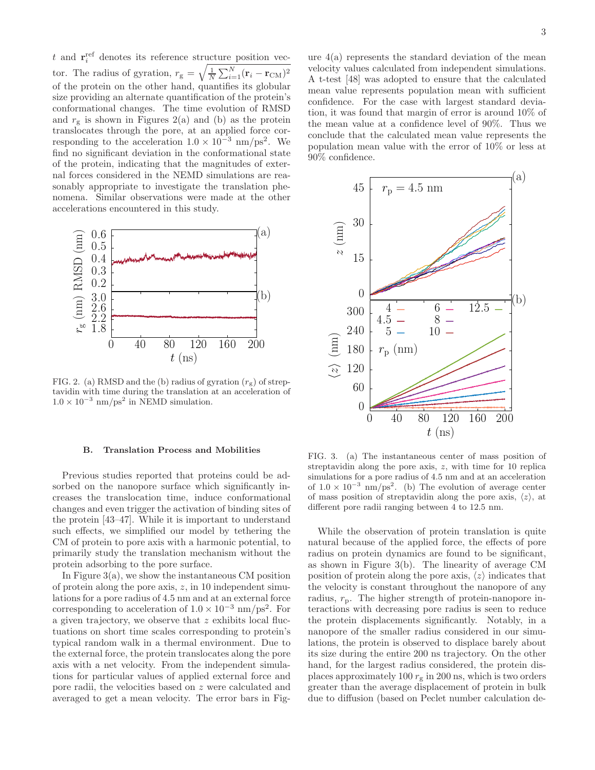$t$ and $\mathbf{r}_i^{\mathrm{ref}}$ denotes its reference structure position vector. The radius of gyration, $r_{\mathrm{g}} = \sqrt{\frac{1}{N}\sum_{i=1}^{N}(\mathbf{r}_i - \mathbf{r}_{\mathrm{CM}})^2}$ of the protein on the other hand, quantifies its globular size providing an alternate quantification of the protein's conformational changes. The time evolution of RMSD and $r_{\mathrm{g}}$ is shown in Figures 2(a) and (b) as the protein translocates through the pore, at an applied force corresponding to the acceleration $1.0 \times 10^{-3}$ nm/ps$^2$. We find no significant deviation in the conformational state of the protein, indicating that the magnitudes of external forces considered in the NEMD simulations are reasonably appropriate to investigate the translation phenomena. Similar observations were made at the other accelerations encountered in this study.

FIG. 2. (a) RMSD and the (b) radius of gyration ($r_{\mathrm{g}}$) of streptavidin with time during the translation at an acceleration of $1.0 \times 10^{-3}$ nm/ps$^2$ in NEMD simulation.

### B. Translation Process and Mobilities

Previous studies reported that proteins could be adsorbed on the nanopore surface which significantly increases the translocation time, induce conformational changes and even trigger the activation of binding sites of the protein [43–47]. While it is important to understand such effects, we simplified our model by tethering the CM of protein to pore axis with a harmonic potential, to primarily study the translation mechanism without the protein adsorbing to the pore surface.

In Figure 3(a), we show the instantaneous CM position of protein along the pore axis, $z$, in 10 independent simulations for a pore radius of 4.5 nm and at an external force corresponding to acceleration of $1.0 \times 10^{-3}$ nm/ps$^2$. For a given trajectory, we observe that $z$ exhibits local fluctuations on short time scales corresponding to protein's typical random walk in a thermal environment. Due to the external force, the protein translocates along the pore axis with a net velocity. From the independent simulations for particular values of applied external force and pore radii, the velocities based on $z$ were calculated and averaged to get a mean velocity. The error bars in Figure 4(a) represents the standard deviation of the mean velocity values calculated from independent simulations. A t-test [48] was adopted to ensure that the calculated mean value represents population mean with sufficient confidence. For the case with largest standard deviation, it was found that margin of error is around 10% of the mean value at a confidence level of 90%. Thus we conclude that the calculated mean value represents the population mean value with the error of 10% or less at 90% confidence.

FIG. 3. (a) The instantaneous center of mass position of streptavidin along the pore axis, $z$, with time for 10 replica simulations for a pore radius of 4.5 nm and at an acceleration of $1.0 \times 10^{-3}$ nm/ps$^2$. (b) The evolution of average center of mass position of streptavidin along the pore axis, $\langle z \rangle$, at different pore radii ranging between 4 to 12.5 nm.

While the observation of protein translation is quite natural because of the applied force, the effects of pore radius on protein dynamics are found to be significant, as shown in Figure 3(b). The linearity of average CM position of protein along the pore axis, $\langle z \rangle$ indicates that the velocity is constant throughout the nanopore of any radius, $r_{\mathrm{p}}$. The higher strength of protein-nanopore interactions with decreasing pore radius is seen to reduce the protein displacements significantly. Notably, in a nanopore of the smaller radius considered in our simulations, the protein is observed to displace barely about its size during the entire 200 ns trajectory. On the other hand, for the largest radius considered, the protein displaces approximately 100 $r_{\mathrm{g}}$ in 200 ns, which is two orders greater than the average displacement of protein in bulk due to diffusion (based on Peclet number calculation de-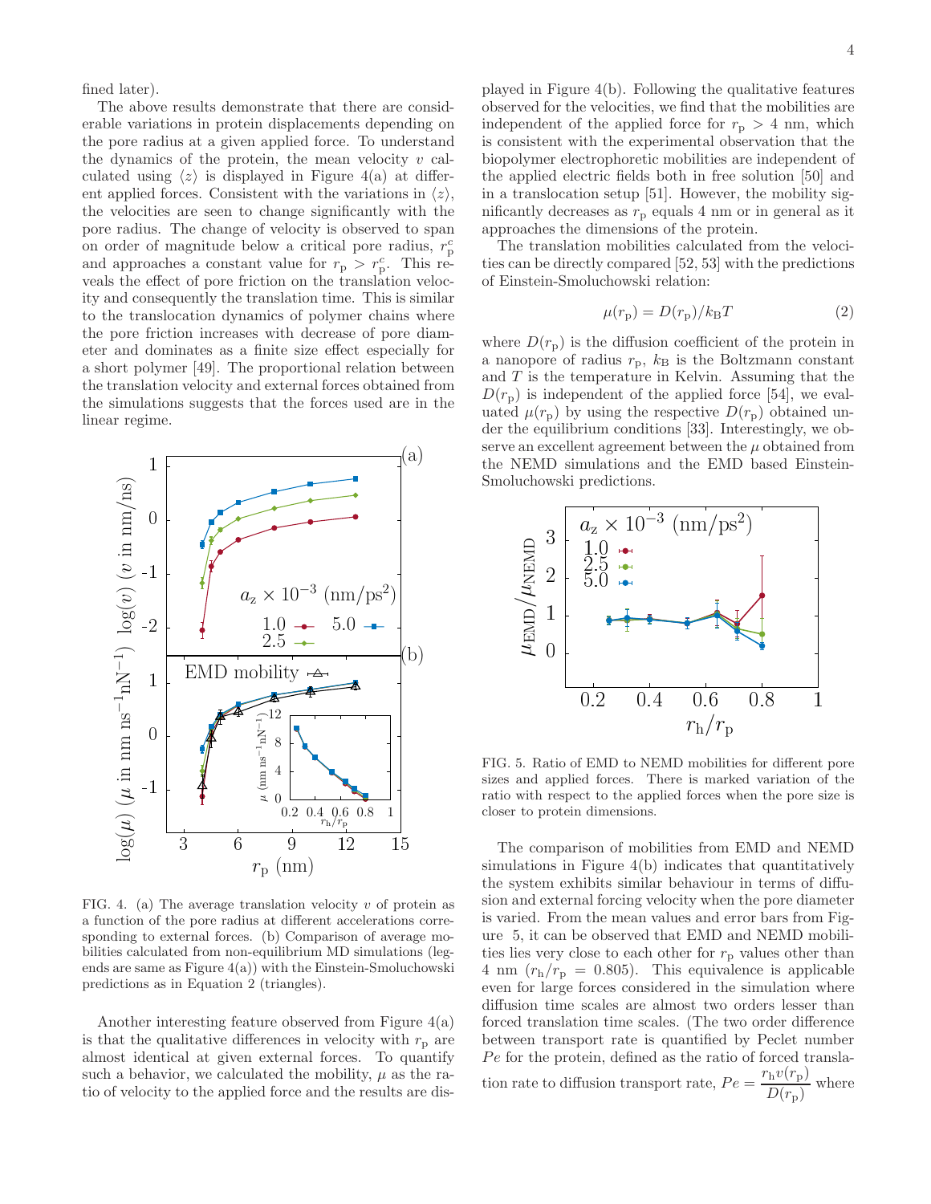fined later).

The above results demonstrate that there are considerable variations in protein displacements depending on the pore radius at a given applied force. To understand the dynamics of the protein, the mean velocity $v$ calculated using $\langle z \rangle$ is displayed in Figure 4(a) at different applied forces. Consistent with the variations in $\langle z \rangle$, the velocities are seen to change significantly with the pore radius. The change of velocity is observed to span on order of magnitude below a critical pore radius, $r_\mathrm{p}^c$ and approaches a constant value for $r_\mathrm{p} > r_\mathrm{p}^c$. This reveals the effect of pore friction on the translation velocity and consequently the translation time. This is similar to the translocation dynamics of polymer chains where the pore friction increases with decrease of pore diameter and dominates as a finite size effect especially for a short polymer [49]. The proportional relation between the translation velocity and external forces obtained from the simulations suggests that the forces used are in the linear regime.

FIG. 4. (a) The average translation velocity $v$ of protein as a function of the pore radius at different accelerations corresponding to external forces. (b) Comparison of average mobilities calculated from non-equilibrium MD simulations (legends are same as Figure 4(a)) with the Einstein-Smoluchowski predictions as in Equation 2 (triangles).

Another interesting feature observed from Figure 4(a) is that the qualitative differences in velocity with $r_\mathrm{p}$ are almost identical at given external forces. To quantify such a behavior, we calculated the mobility, $\mu$ as the ratio of velocity to the applied force and the results are displayed in Figure 4(b). Following the qualitative features observed for the velocities, we find that the mobilities are independent of the applied force for $r_\mathrm{p} > 4$ nm, which is consistent with the experimental observation that the biopolymer electrophoretic mobilities are independent of the applied electric fields both in free solution [50] and in a translocation setup [51]. However, the mobility significantly decreases as $r_\mathrm{p}$ equals 4 nm or in general as it approaches the dimensions of the protein.

The translation mobilities calculated from the velocities can be directly compared [52, 53] with the predictions of Einstein-Smoluchowski relation:

$$\mu(r_\mathrm{p}) = D(r_\mathrm{p})/k_\mathrm{B}T \tag{2}$$

where $D(r_\mathrm{p})$ is the diffusion coefficient of the protein in a nanopore of radius $r_\mathrm{p}$, $k_\mathrm{B}$ is the Boltzmann constant and $T$ is the temperature in Kelvin. Assuming that the $D(r_\mathrm{p})$ is independent of the applied force [54], we evaluated $\mu(r_\mathrm{p})$ by using the respective $D(r_\mathrm{p})$ obtained under the equilibrium conditions [33]. Interestingly, we observe an excellent agreement between the $\mu$ obtained from the NEMD simulations and the EMD based Einstein-Smoluchowski predictions.

FIG. 5. Ratio of EMD to NEMD mobilities for different pore sizes and applied forces. There is marked variation of the ratio with respect to the applied forces when the pore size is closer to protein dimensions.

The comparison of mobilities from EMD and NEMD simulations in Figure 4(b) indicates that quantitatively the system exhibits similar behaviour in terms of diffusion and external forcing velocity when the pore diameter is varied. From the mean values and error bars from Figure 5, it can be observed that EMD and NEMD mobilities lies very close to each other for $r_\mathrm{p}$ values other than 4 nm ($r_\mathrm{h}/r_\mathrm{p} = 0.805$). This equivalence is applicable even for large forces considered in the simulation where diffusion time scales are almost two orders lesser than forced translation time scales. (The two order difference between transport rate is quantified by Peclet number $Pe$ for the protein, defined as the ratio of forced translation rate to diffusion transport rate, $Pe = \dfrac{r_\mathrm{h} v(r_\mathrm{p})}{D(r_\mathrm{p})}$ where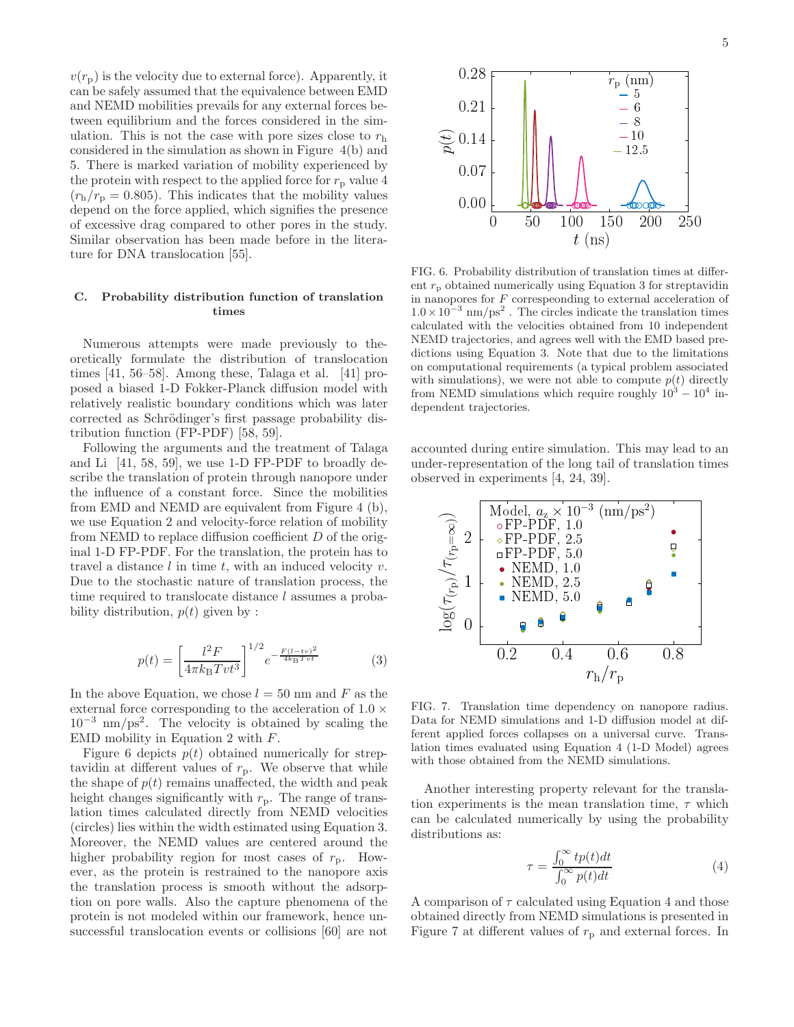$v(r_{\rm p})$ is the velocity due to external force). Apparently, it can be safely assumed that the equivalence between EMD and NEMD mobilities prevails for any external forces between equilibrium and the forces considered in the simulation. This is not the case with pore sizes close to $r_{\rm h}$ considered in the simulation as shown in Figure 4(b) and 5. There is marked variation of mobility experienced by the protein with respect to the applied force for $r_{\rm p}$ value 4 ($r_{\rm h}/r_{\rm p} = 0.805$). This indicates that the mobility values depend on the force applied, which signifies the presence of excessive drag compared to other pores in the study. Similar observation has been made before in the literature for DNA translocation [55].

### C. Probability distribution function of translation times

Numerous attempts were made previously to theoretically formulate the distribution of translocation times [41, 56–58]. Among these, Talaga et al. [41] proposed a biased 1-D Fokker-Planck diffusion model with relatively realistic boundary conditions which was later corrected as Schrödinger's first passage probability distribution function (FP-PDF) [58, 59].

Following the arguments and the treatment of Talaga and Li [41, 58, 59], we use 1-D FP-PDF to broadly describe the translation of protein through nanopore under the influence of a constant force. Since the mobilities from EMD and NEMD are equivalent from Figure 4 (b), we use Equation 2 and velocity-force relation of mobility from NEMD to replace diffusion coefficient $D$ of the original 1-D FP-PDF. For the translation, the protein has to travel a distance $l$ in time $t$, with an induced velocity $v$. Due to the stochastic nature of translation process, the time required to translocate distance $l$ assumes a probability distribution, $p(t)$ given by :

$$p(t) = \left[\frac{l^2 F}{4\pi k_{\rm B} T v t^3}\right]^{1/2} e^{-\frac{F(l-tv)^2}{4 k_{\rm B} T v t}} \tag{3}$$

In the above Equation, we chose $l = 50$ nm and $F$ as the external force corresponding to the acceleration of $1.0 \times 10^{-3}$ nm/ps$^2$. The velocity is obtained by scaling the EMD mobility in Equation 2 with $F$.

Figure 6 depicts $p(t)$ obtained numerically for streptavidin at different values of $r_{\rm p}$. We observe that while the shape of $p(t)$ remains unaffected, the width and peak height changes significantly with $r_{\rm p}$. The range of translation times calculated directly from NEMD velocities (circles) lies within the width estimated using Equation 3. Moreover, the NEMD values are centered around the higher probability region for most cases of $r_{\rm p}$. However, as the protein is restrained to the nanopore axis the translation process is smooth without the adsorption on pore walls. Also the capture phenomena of the protein is not modeled within our framework, hence unsuccessful translocation events or collisions [60] are not accounted during entire simulation. This may lead to an under-representation of the long tail of translation times observed in experiments [4, 24, 39].

FIG. 6. Probability distribution of translation times at different $r_{\rm p}$ obtained numerically using Equation 3 for streptavidin in nanopores for $F$ correspeonding to external acceleration of $1.0 \times 10^{-3}$ nm/ps$^2$ . The circles indicate the translation times calculated with the velocities obtained from 10 independent NEMD trajectories, and agrees well with the EMD based predictions using Equation 3. Note that due to the limitations on computational requirements (a typical problem associated with simulations), we were not able to compute $p(t)$ directly from NEMD simulations which require roughly $10^3 - 10^4$ independent trajectories.

FIG. 7. Translation time dependency on nanopore radius. Data for NEMD simulations and 1-D diffusion model at different applied forces collapses on a universal curve. Translation times evaluated using Equation 4 (1-D Model) agrees with those obtained from the NEMD simulations.

Another interesting property relevant for the translation experiments is the mean translation time, $\tau$ which can be calculated numerically by using the probability distributions as:

$$\tau = \frac{\int_0^\infty t p(t) dt}{\int_0^\infty p(t) dt} \tag{4}$$

A comparison of $\tau$ calculated using Equation 4 and those obtained directly from NEMD simulations is presented in Figure 7 at different values of $r_{\rm p}$ and external forces. In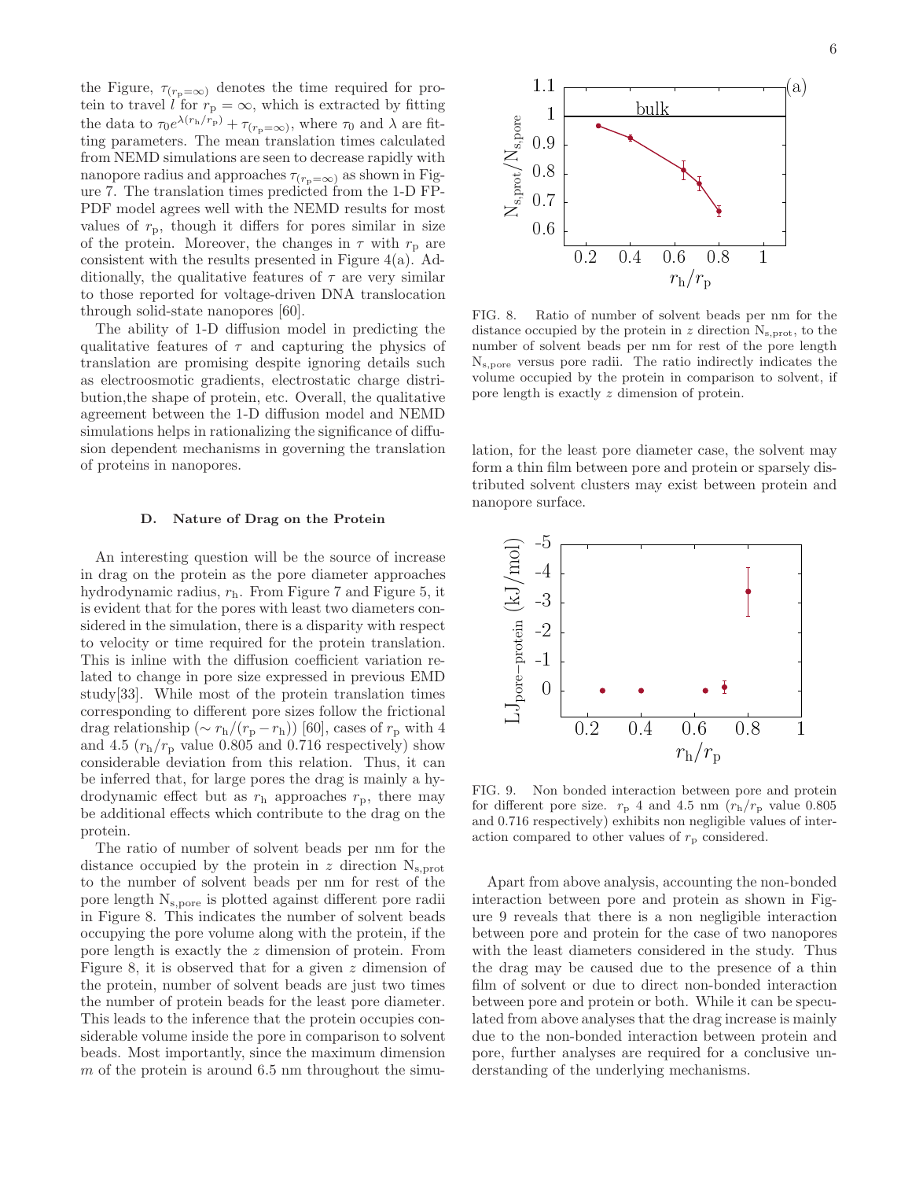the Figure, $\tau_{(r_p=\infty)}$ denotes the time required for protein to travel $l$ for $r_p = \infty$, which is extracted by fitting the data to $\tau_0 e^{\lambda(r_h/r_p)} + \tau_{(r_p=\infty)}$, where $\tau_0$ and $\lambda$ are fitting parameters. The mean translation times calculated from NEMD simulations are seen to decrease rapidly with nanopore radius and approaches $\tau_{(r_p=\infty)}$ as shown in Figure 7. The translation times predicted from the 1-D FP-PDF model agrees well with the NEMD results for most values of $r_p$, though it differs for pores similar in size of the protein. Moreover, the changes in $\tau$ with $r_p$ are consistent with the results presented in Figure 4(a). Additionally, the qualitative features of $\tau$ are very similar to those reported for voltage-driven DNA translocation through solid-state nanopores [60].

The ability of 1-D diffusion model in predicting the qualitative features of $\tau$ and capturing the physics of translation are promising despite ignoring details such as electroosmotic gradients, electrostatic charge distribution,the shape of protein, etc. Overall, the qualitative agreement between the 1-D diffusion model and NEMD simulations helps in rationalizing the significance of diffusion dependent mechanisms in governing the translation of proteins in nanopores.

### D. Nature of Drag on the Protein

An interesting question will be the source of increase in drag on the protein as the pore diameter approaches hydrodynamic radius, $r_h$. From Figure 7 and Figure 5, it is evident that for the pores with least two diameters considered in the simulation, there is a disparity with respect to velocity or time required for the protein translation. This is inline with the diffusion coefficient variation related to change in pore size expressed in previous EMD study[33]. While most of the protein translation times corresponding to different pore sizes follow the frictional drag relationship ($\sim r_h/(r_p - r_h)$) [60], cases of $r_p$ with 4 and 4.5 ($r_h/r_p$ value 0.805 and 0.716 respectively) show considerable deviation from this relation. Thus, it can be inferred that, for large pores the drag is mainly a hydrodynamic effect but as $r_h$ approaches $r_p$, there may be additional effects which contribute to the drag on the protein.

The ratio of number of solvent beads per nm for the distance occupied by the protein in $z$ direction $N_{s,prot}$ to the number of solvent beads per nm for rest of the pore length $N_{s,pore}$ is plotted against different pore radii in Figure 8. This indicates the number of solvent beads occupying the pore volume along with the protein, if the pore length is exactly the $z$ dimension of protein. From Figure 8, it is observed that for a given $z$ dimension of the protein, number of solvent beads are just two times the number of protein beads for the least pore diameter. This leads to the inference that the protein occupies considerable volume inside the pore in comparison to solvent beads. Most importantly, since the maximum dimension $m$ of the protein is around 6.5 nm throughout the simulation, for the least pore diameter case, the solvent may form a thin film between pore and protein or sparsely distributed solvent clusters may exist between protein and nanopore surface.

FIG. 8. Ratio of number of solvent beads per nm for the distance occupied by the protein in $z$ direction $N_{s,prot}$, to the number of solvent beads per nm for rest of the pore length $N_{s,pore}$ versus pore radii. The ratio indirectly indicates the volume occupied by the protein in comparison to solvent, if pore length is exactly $z$ dimension of protein.

FIG. 9. Non bonded interaction between pore and protein for different pore size. $r_p$ 4 and 4.5 nm ($r_h/r_p$ value 0.805 and 0.716 respectively) exhibits non negligible values of interaction compared to other values of $r_p$ considered.

Apart from above analysis, accounting the non-bonded interaction between pore and protein as shown in Figure 9 reveals that there is a non negligible interaction between pore and protein for the case of two nanopores with the least diameters considered in the study. Thus the drag may be caused due to the presence of a thin film of solvent or due to direct non-bonded interaction between pore and protein or both. While it can be speculated from above analyses that the drag increase is mainly due to the non-bonded interaction between protein and pore, further analyses are required for a conclusive understanding of the underlying mechanisms.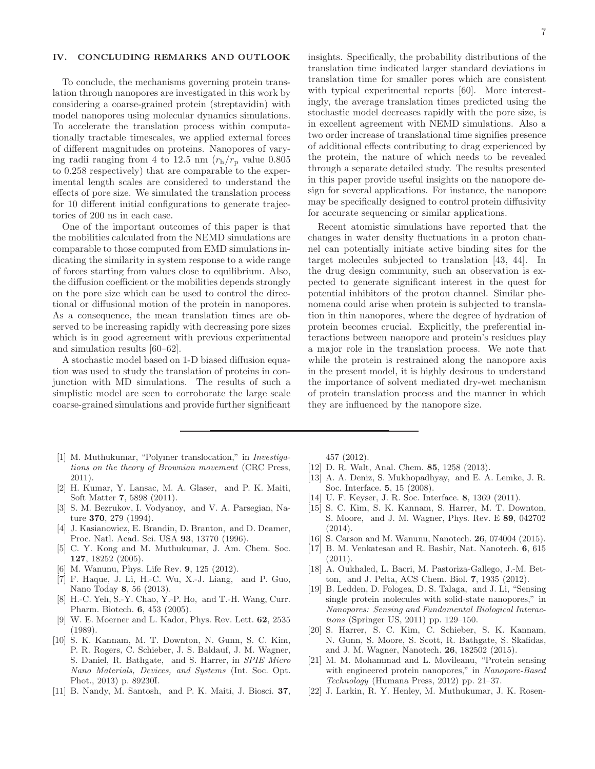## IV. CONCLUDING REMARKS AND OUTLOOK

To conclude, the mechanisms governing protein translation through nanopores are investigated in this work by considering a coarse-grained protein (streptavidin) with model nanopores using molecular dynamics simulations. To accelerate the translation process within computationally tractable timescales, we applied external forces of different magnitudes on proteins. Nanopores of varying radii ranging from 4 to 12.5 nm ($r_\mathrm{h}/r_\mathrm{p}$ value 0.805 to 0.258 respectively) that are comparable to the experimental length scales are considered to understand the effects of pore size. We simulated the translation process for 10 different initial configurations to generate trajectories of 200 ns in each case.

One of the important outcomes of this paper is that the mobilities calculated from the NEMD simulations are comparable to those computed from EMD simulations indicating the similarity in system response to a wide range of forces starting from values close to equilibrium. Also, the diffusion coefficient or the mobilities depends strongly on the pore size which can be used to control the directional or diffusional motion of the protein in nanopores. As a consequence, the mean translation times are observed to be increasing rapidly with decreasing pore sizes which is in good agreement with previous experimental and simulation results [60–62].

A stochastic model based on 1-D biased diffusion equation was used to study the translation of proteins in conjunction with MD simulations. The results of such a simplistic model are seen to corroborate the large scale coarse-grained simulations and provide further significant insights. Specifically, the probability distributions of the translation time indicated larger standard deviations in translation time for smaller pores which are consistent with typical experimental reports [60]. More interestingly, the average translation times predicted using the stochastic model decreases rapidly with the pore size, is in excellent agreement with NEMD simulations. Also a two order increase of translational time signifies presence of additional effects contributing to drag experienced by the protein, the nature of which needs to be revealed through a separate detailed study. The results presented in this paper provide useful insights on the nanopore design for several applications. For instance, the nanopore may be specifically designed to control protein diffusivity for accurate sequencing or similar applications.

Recent atomistic simulations have reported that the changes in water density fluctuations in a proton channel can potentially initiate active binding sites for the target molecules subjected to translation [43, 44]. In the drug design community, such an observation is expected to generate significant interest in the quest for potential inhibitors of the proton channel. Similar phenomena could arise when protein is subjected to translation in thin nanopores, where the degree of hydration of protein becomes crucial. Explicitly, the preferential interactions between nanopore and protein's residues play a major role in the translation process. We note that while the protein is restrained along the nanopore axis in the present model, it is highly desirous to understand the importance of solvent mediated dry-wet mechanism of protein translation process and the manner in which they are influenced by the nanopore size.

---

[1] M. Muthukumar, "Polymer translocation," in *Investigations on the theory of Brownian movement* (CRC Press, 2011).

[2] H. Kumar, Y. Lansac, M. A. Glaser, and P. K. Maiti, Soft Matter **7**, 5898 (2011).

[3] S. M. Bezrukov, I. Vodyanoy, and V. A. Parsegian, Nature **370**, 279 (1994).

[4] J. Kasianowicz, E. Brandin, D. Branton, and D. Deamer, Proc. Natl. Acad. Sci. USA **93**, 13770 (1996).

[5] C. Y. Kong and M. Muthukumar, J. Am. Chem. Soc. **127**, 18252 (2005).

[6] M. Wanunu, Phys. Life Rev. **9**, 125 (2012).

[7] F. Haque, J. Li, H.-C. Wu, X.-J. Liang, and P. Guo, Nano Today **8**, 56 (2013).

[8] H.-C. Yeh, S.-Y. Chao, Y.-P. Ho, and T.-H. Wang, Curr. Pharm. Biotech. **6**, 453 (2005).

[9] W. E. Moerner and L. Kador, Phys. Rev. Lett. **62**, 2535 (1989).

[10] S. K. Kannam, M. T. Downton, N. Gunn, S. C. Kim, P. R. Rogers, C. Schieber, J. S. Baldauf, J. M. Wagner, S. Daniel, R. Bathgate, and S. Harrer, in *SPIE Micro Nano Materials, Devices, and Systems* (Int. Soc. Opt. Phot., 2013) p. 89230I.

[11] B. Nandy, M. Santosh, and P. K. Maiti, J. Biosci. **37**, 457 (2012).

[12] D. R. Walt, Anal. Chem. **85**, 1258 (2013).

[13] A. A. Deniz, S. Mukhopadhyay, and E. A. Lemke, J. R. Soc. Interface. **5**, 15 (2008).

[14] U. F. Keyser, J. R. Soc. Interface. **8**, 1369 (2011).

[15] S. C. Kim, S. K. Kannam, S. Harrer, M. T. Downton, S. Moore, and J. M. Wagner, Phys. Rev. E **89**, 042702 (2014).

[16] S. Carson and M. Wanunu, Nanotech. **26**, 074004 (2015).

[17] B. M. Venkatesan and R. Bashir, Nat. Nanotech. **6**, 615 (2011).

[18] A. Oukhaled, L. Bacri, M. Pastoriza-Gallego, J.-M. Betton, and J. Pelta, ACS Chem. Biol. **7**, 1935 (2012).

[19] B. Ledden, D. Fologea, D. S. Talaga, and J. Li, "Sensing single protein molecules with solid-state nanopores," in *Nanopores: Sensing and Fundamental Biological Interactions* (Springer US, 2011) pp. 129–150.

[20] S. Harrer, S. C. Kim, C. Schieber, S. K. Kannam, N. Gunn, S. Moore, S. Scott, R. Bathgate, S. Skafidas, and J. M. Wagner, Nanotech. **26**, 182502 (2015).

[21] M. M. Mohammad and L. Movileanu, "Protein sensing with engineered protein nanopores," in *Nanopore-Based Technology* (Humana Press, 2012) pp. 21–37.

[22] J. Larkin, R. Y. Henley, M. Muthukumar, J. K. Rosen-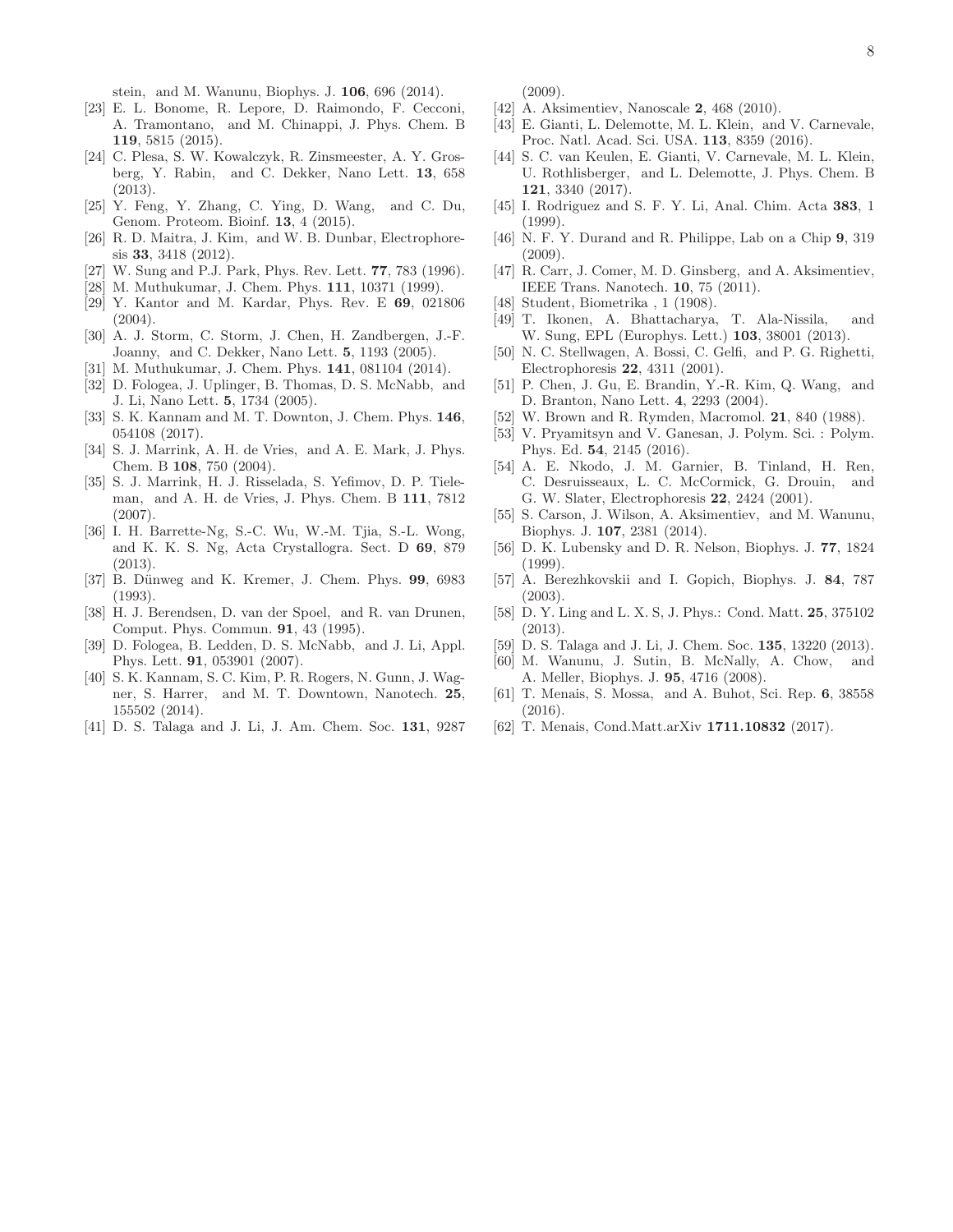stein, and M. Wanunu, Biophys. J. **106**, 696 (2014).

[23] E. L. Bonome, R. Lepore, D. Raimondo, F. Cecconi, A. Tramontano, and M. Chinappi, J. Phys. Chem. B **119**, 5815 (2015).

[24] C. Plesa, S. W. Kowalczyk, R. Zinsmeester, A. Y. Grosberg, Y. Rabin, and C. Dekker, Nano Lett. **13**, 658 (2013).

[25] Y. Feng, Y. Zhang, C. Ying, D. Wang, and C. Du, Genom. Proteom. Bioinf. **13**, 4 (2015).

[26] R. D. Maitra, J. Kim, and W. B. Dunbar, Electrophoresis **33**, 3418 (2012).

[27] W. Sung and P.J. Park, Phys. Rev. Lett. **77**, 783 (1996).

[28] M. Muthukumar, J. Chem. Phys. **111**, 10371 (1999).

[29] Y. Kantor and M. Kardar, Phys. Rev. E **69**, 021806 (2004).

[30] A. J. Storm, C. Storm, J. Chen, H. Zandbergen, J.-F. Joanny, and C. Dekker, Nano Lett. **5**, 1193 (2005).

[31] M. Muthukumar, J. Chem. Phys. **141**, 081104 (2014).

[32] D. Fologea, J. Uplinger, B. Thomas, D. S. McNabb, and J. Li, Nano Lett. **5**, 1734 (2005).

[33] S. K. Kannam and M. T. Downton, J. Chem. Phys. **146**, 054108 (2017).

[34] S. J. Marrink, A. H. de Vries, and A. E. Mark, J. Phys. Chem. B **108**, 750 (2004).

[35] S. J. Marrink, H. J. Risselada, S. Yefimov, D. P. Tieleman, and A. H. de Vries, J. Phys. Chem. B **111**, 7812 (2007).

[36] I. H. Barrette-Ng, S.-C. Wu, W.-M. Tjia, S.-L. Wong, and K. K. S. Ng, Acta Crystallogra. Sect. D **69**, 879 (2013).

[37] B. Dünweg and K. Kremer, J. Chem. Phys. **99**, 6983 (1993).

[38] H. J. Berendsen, D. van der Spoel, and R. van Drunen, Comput. Phys. Commun. **91**, 43 (1995).

[39] D. Fologea, B. Ledden, D. S. McNabb, and J. Li, Appl. Phys. Lett. **91**, 053901 (2007).

[40] S. K. Kannam, S. C. Kim, P. R. Rogers, N. Gunn, J. Wagner, S. Harrer, and M. T. Downtown, Nanotech. **25**, 155502 (2014).

[41] D. S. Talaga and J. Li, J. Am. Chem. Soc. **131**, 9287 (2009).

[42] A. Aksimentiev, Nanoscale **2**, 468 (2010).

[43] E. Gianti, L. Delemotte, M. L. Klein, and V. Carnevale, Proc. Natl. Acad. Sci. USA. **113**, 8359 (2016).

[44] S. C. van Keulen, E. Gianti, V. Carnevale, M. L. Klein, U. Rothlisberger, and L. Delemotte, J. Phys. Chem. B **121**, 3340 (2017).

[45] I. Rodriguez and S. F. Y. Li, Anal. Chim. Acta **383**, 1 (1999).

[46] N. F. Y. Durand and R. Philippe, Lab on a Chip **9**, 319 (2009).

[47] R. Carr, J. Comer, M. D. Ginsberg, and A. Aksimentiev, IEEE Trans. Nanotech. **10**, 75 (2011).

[48] Student, Biometrika , 1 (1908).

[49] T. Ikonen, A. Bhattacharya, T. Ala-Nissila, and W. Sung, EPL (Europhys. Lett.) **103**, 38001 (2013).

[50] N. C. Stellwagen, A. Bossi, C. Gelfi, and P. G. Righetti, Electrophoresis **22**, 4311 (2001).

[51] P. Chen, J. Gu, E. Brandin, Y.-R. Kim, Q. Wang, and D. Branton, Nano Lett. **4**, 2293 (2004).

[52] W. Brown and R. Rymden, Macromol. **21**, 840 (1988).

[53] V. Pryamitsyn and V. Ganesan, J. Polym. Sci. : Polym. Phys. Ed. **54**, 2145 (2016).

[54] A. E. Nkodo, J. M. Garnier, B. Tinland, H. Ren, C. Desruisseaux, L. C. McCormick, G. Drouin, and G. W. Slater, Electrophoresis **22**, 2424 (2001).

[55] S. Carson, J. Wilson, A. Aksimentiev, and M. Wanunu, Biophys. J. **107**, 2381 (2014).

[56] D. K. Lubensky and D. R. Nelson, Biophys. J. **77**, 1824 (1999).

[57] A. Berezhkovskii and I. Gopich, Biophys. J. **84**, 787 (2003).

[58] D. Y. Ling and L. X. S, J. Phys.: Cond. Matt. **25**, 375102 (2013).

[59] D. S. Talaga and J. Li, J. Chem. Soc. **135**, 13220 (2013).

[60] M. Wanunu, J. Sutin, B. McNally, A. Chow, and A. Meller, Biophys. J. **95**, 4716 (2008).

[61] T. Menais, S. Mossa, and A. Buhot, Sci. Rep. **6**, 38558 (2016).

[62] T. Menais, Cond.Matt.arXiv **1711.10832** (2017).